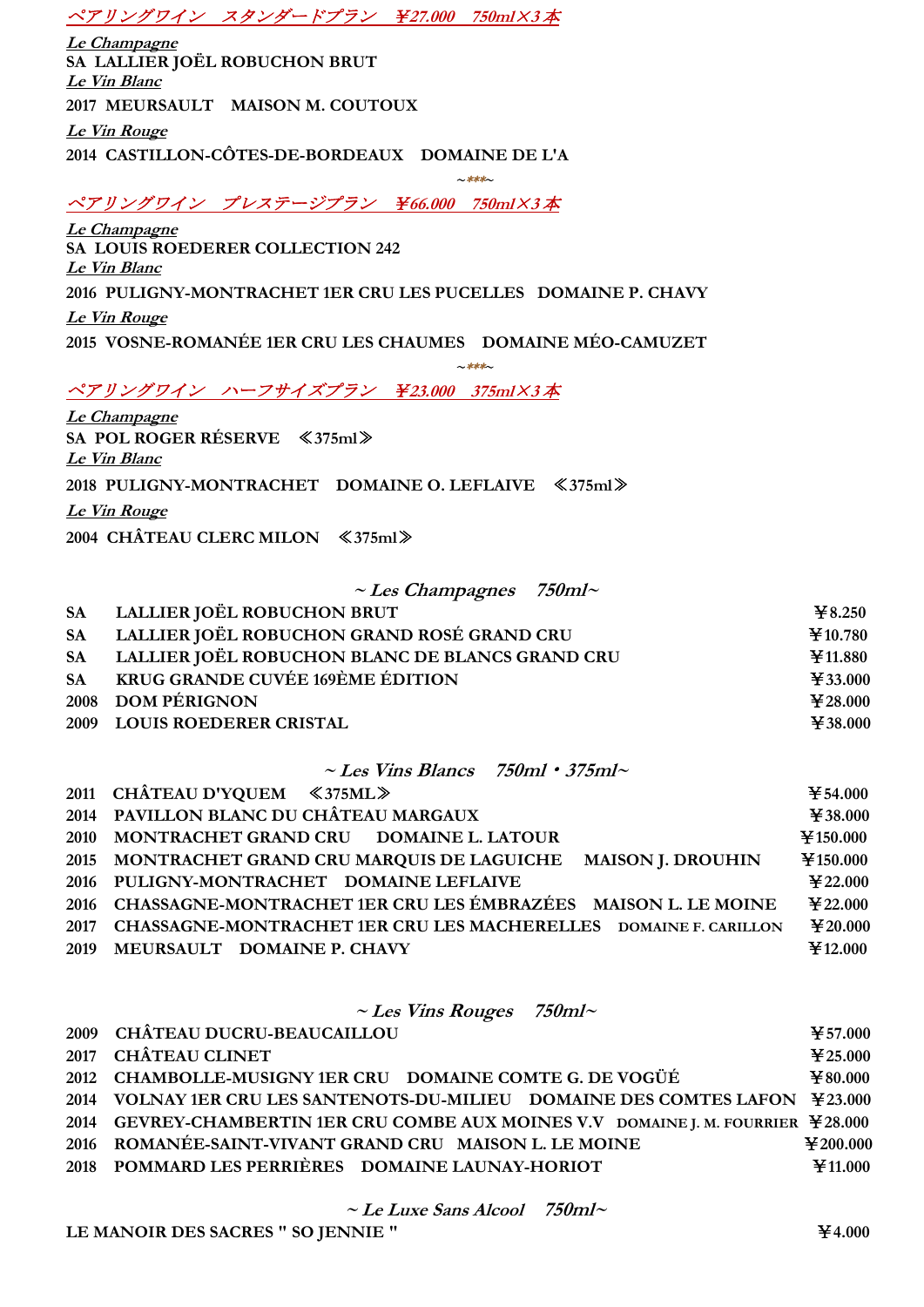## *ペアリングワイン　スタンダードプラン　￥27.000　750ml×3本*

***Le Champagne***
**SA　LALLIER JOËL ROBUCHON BRUT**

***Le Vin Blanc***
**2017　MEURSAULT　MAISON M. COUTOUX**

***Le Vin Rouge***
**2014　CASTILLON-CÔTES-DE-BORDEAUX　DOMAINE DE L'A**

~***~

## *ペアリングワイン　プレステージプラン　￥66.000　750ml×3本*

***Le Champagne***
**SA　LOUIS ROEDERER COLLECTION 242**

***Le Vin Blanc***
**2016　PULIGNY-MONTRACHET 1ER CRU LES PUCELLES　DOMAINE P. CHAVY**

***Le Vin Rouge***
**2015　VOSNE-ROMANÉE 1ER CRU LES CHAUMES　DOMAINE MÉO-CAMUZET**

~***~

## *ペアリングワイン　ハーフサイズプラン　￥23.000　375ml×3本*

***Le Champagne***
**SA　POL ROGER RÉSERVE　≪375ml≫**

***Le Vin Blanc***
**2018　PULIGNY-MONTRACHET　DOMAINE O. LEFLAIVE　≪375ml≫**

***Le Vin Rouge***
**2004　CHÂTEAU CLERC MILON　≪375ml≫**

### *~ Les Champagnes　750ml~*

| | | |
|---|---|---|
| SA | LALLIER JOËL ROBUCHON BRUT | ￥8.250 |
| SA | LALLIER JOËL ROBUCHON GRAND ROSÉ GRAND CRU | ￥10.780 |
| SA | LALLIER JOËL ROBUCHON BLANC DE BLANCS GRAND CRU | ￥11.880 |
| SA | KRUG GRANDE CUVÉE 169ÈME ÉDITION | ￥33.000 |
| 2008 | DOM PÉRIGNON | ￥28.000 |
| 2009 | LOUIS ROEDERER CRISTAL | ￥38.000 |

### *~ Les Vins Blancs　750ml・375ml~*

| | | |
|---|---|---|
| 2011 | CHÂTEAU D'YQUEM　≪375ML≫ | ￥54.000 |
| 2014 | PAVILLON BLANC DU CHÂTEAU MARGAUX | ￥38.000 |
| 2010 | MONTRACHET GRAND CRU　DOMAINE L. LATOUR | ￥150.000 |
| 2015 | MONTRACHET GRAND CRU MARQUIS DE LAGUICHE　MAISON J. DROUHIN | ￥150.000 |
| 2016 | PULIGNY-MONTRACHET　DOMAINE LEFLAIVE | ￥22.000 |
| 2016 | CHASSAGNE-MONTRACHET 1ER CRU LES ÉMBRAZÉES　MAISON L. LE MOINE | ￥22.000 |
| 2017 | CHASSAGNE-MONTRACHET 1ER CRU LES MACHERELLES　DOMAINE F. CARILLON | ￥20.000 |
| 2019 | MEURSAULT　DOMAINE P. CHAVY | ￥12.000 |

### *~ Les Vins Rouges　750ml~*

| | | |
|---|---|---|
| 2009 | CHÂTEAU DUCRU-BEAUCAILLOU | ￥57.000 |
| 2017 | CHÂTEAU CLINET | ￥25.000 |
| 2012 | CHAMBOLLE-MUSIGNY 1ER CRU　DOMAINE COMTE G. DE VOGÜÉ | ￥80.000 |
| 2014 | VOLNAY 1ER CRU LES SANTENOTS-DU-MILIEU　DOMAINE DES COMTES LAFON | ￥23.000 |
| 2014 | GEVREY-CHAMBERTIN 1ER CRU COMBE AUX MOINES V.V　DOMAINE J. M. FOURRIER | ￥28.000 |
| 2016 | ROMANÉE-SAINT-VIVANT GRAND CRU　MAISON L. LE MOINE | ￥200.000 |
| 2018 | POMMARD LES PERRIÈRES　DOMAINE LAUNAY-HORIOT | ￥11.000 |

### *~ Le Luxe Sans Alcool　750ml~*

| | |
|---|---|
| LE MANOIR DES SACRES " SO JENNIE " | ￥4.000 |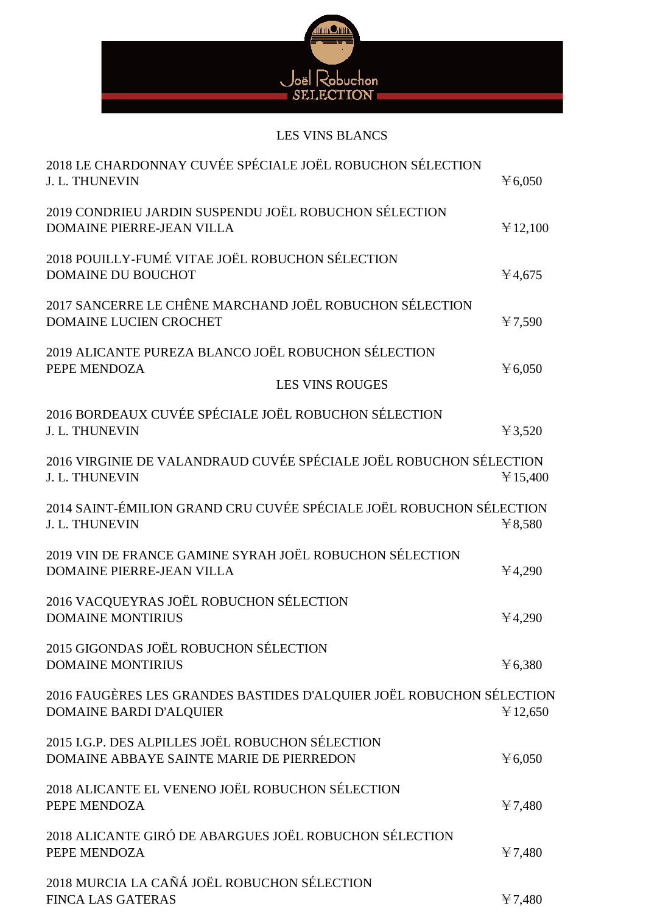Joël Robuchon SÉLECTION

## LES VINS BLANCS

2018 LE CHARDONNAY CUVÉE SPÉCIALE JOËL ROBUCHON SÉLECTION
J. L. THUNEVIN ￥6,050

2019 CONDRIEU JARDIN SUSPENDU JOËL ROBUCHON SÉLECTION
DOMAINE PIERRE-JEAN VILLA ￥12,100

2018 POUILLY-FUMÉ VITAE JOËL ROBUCHON SÉLECTION
DOMAINE DU BOUCHOT ￥4,675

2017 SANCERRE LE CHÊNE MARCHAND JOËL ROBUCHON SÉLECTION
DOMAINE LUCIEN CROCHET ￥7,590

2019 ALICANTE PUREZA BLANCO JOËL ROBUCHON SÉLECTION
PEPE MENDOZA ￥6,050

## LES VINS ROUGES

2016 BORDEAUX CUVÉE SPÉCIALE JOËL ROBUCHON SÉLECTION
J. L. THUNEVIN ￥3,520

2016 VIRGINIE DE VALANDRAUD CUVÉE SPÉCIALE JOËL ROBUCHON SÉLECTION
J. L. THUNEVIN ￥15,400

2014 SAINT-ÉMILION GRAND CRU CUVÉE SPÉCIALE JOËL ROBUCHON SÉLECTION
J. L. THUNEVIN ￥8,580

2019 VIN DE FRANCE GAMINE SYRAH JOËL ROBUCHON SÉLECTION
DOMAINE PIERRE-JEAN VILLA ￥4,290

2016 VACQUEYRAS JOËL ROBUCHON SÉLECTION
DOMAINE MONTIRIUS ￥4,290

2015 GIGONDAS JOËL ROBUCHON SÉLECTION
DOMAINE MONTIRIUS ￥6,380

2016 FAUGÈRES LES GRANDES BASTIDES D'ALQUIER JOËL ROBUCHON SÉLECTION
DOMAINE BARDI D'ALQUIER ￥12,650

2015 I.G.P. DES ALPILLES JOËL ROBUCHON SÉLECTION
DOMAINE ABBAYE SAINTE MARIE DE PIERREDON ￥6,050

2018 ALICANTE EL VENENO JOËL ROBUCHON SÉLECTION
PEPE MENDOZA ￥7,480

2018 ALICANTE GIRÓ DE ABARGUES JOËL ROBUCHON SÉLECTION
PEPE MENDOZA ￥7,480

2018 MURCIA LA CAÑÁ JOËL ROBUCHON SÉLECTION
FINCA LAS GATERAS ￥7,480